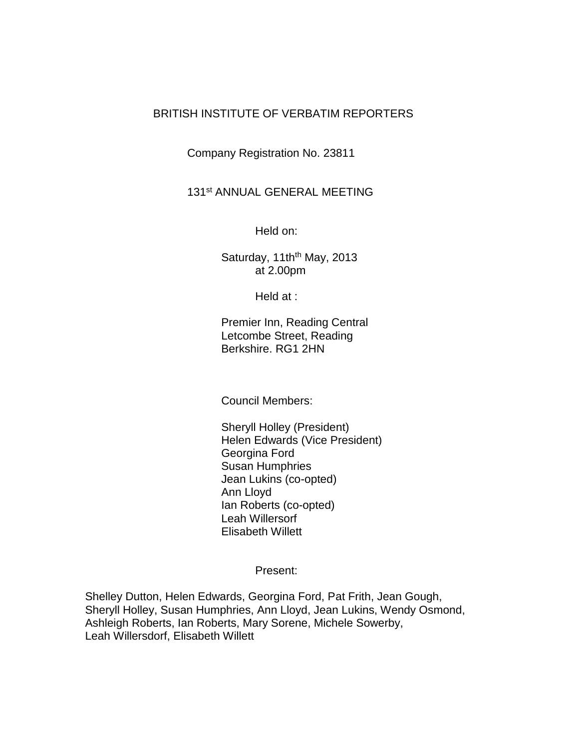# BRITISH INSTITUTE OF VERBATIM REPORTERS

Company Registration No. 23811

## 131st ANNUAL GENERAL MEETING

Held on:

Saturday, 11th[th] May, 2013
at 2.00pm

Held at :

Premier Inn, Reading Central
Letcombe Street, Reading
Berkshire. RG1 2HN

Council Members:

Sheryll Holley (President)
Helen Edwards (Vice President)
Georgina Ford
Susan Humphries
Jean Lukins (co-opted)
Ann Lloyd
Ian Roberts (co-opted)
Leah Willersorf
Elisabeth Willett

Present:

Shelley Dutton, Helen Edwards, Georgina Ford, Pat Frith, Jean Gough, Sheryll Holley, Susan Humphries, Ann Lloyd, Jean Lukins, Wendy Osmond, Ashleigh Roberts, Ian Roberts, Mary Sorene, Michele Sowerby, Leah Willersdorf, Elisabeth Willett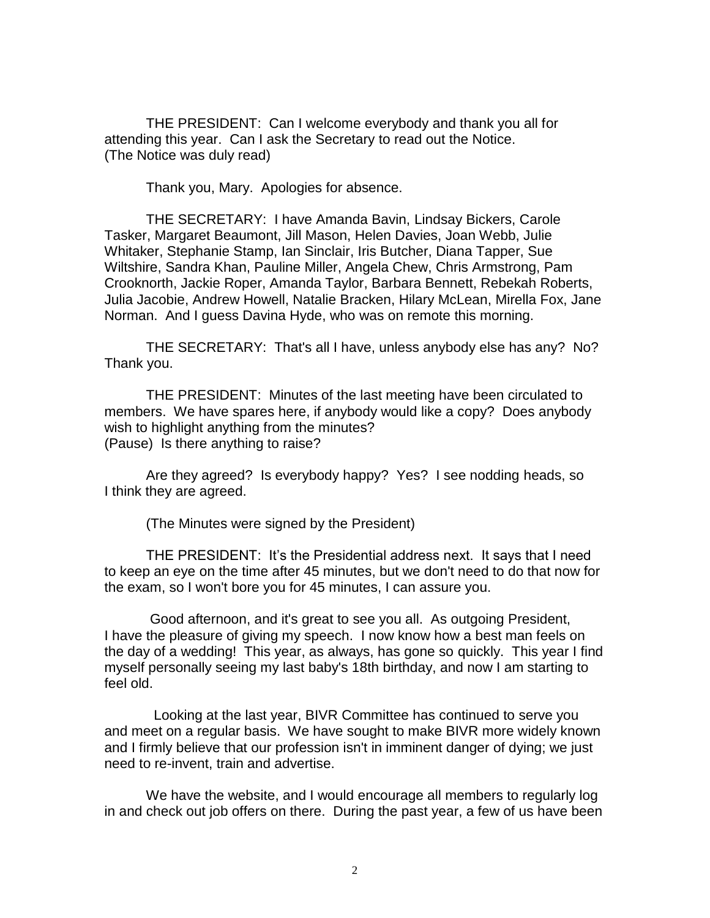THE PRESIDENT: Can I welcome everybody and thank you all for attending this year. Can I ask the Secretary to read out the Notice.
(The Notice was duly read)

Thank you, Mary. Apologies for absence.

THE SECRETARY: I have Amanda Bavin, Lindsay Bickers, Carole Tasker, Margaret Beaumont, Jill Mason, Helen Davies, Joan Webb, Julie Whitaker, Stephanie Stamp, Ian Sinclair, Iris Butcher, Diana Tapper, Sue Wiltshire, Sandra Khan, Pauline Miller, Angela Chew, Chris Armstrong, Pam Crooknorth, Jackie Roper, Amanda Taylor, Barbara Bennett, Rebekah Roberts, Julia Jacobie, Andrew Howell, Natalie Bracken, Hilary McLean, Mirella Fox, Jane Norman. And I guess Davina Hyde, who was on remote this morning.

THE SECRETARY: That's all I have, unless anybody else has any? No? Thank you.

THE PRESIDENT: Minutes of the last meeting have been circulated to members. We have spares here, if anybody would like a copy? Does anybody wish to highlight anything from the minutes?
(Pause) Is there anything to raise?

Are they agreed? Is everybody happy? Yes? I see nodding heads, so I think they are agreed.

(The Minutes were signed by the President)

THE PRESIDENT: It's the Presidential address next. It says that I need to keep an eye on the time after 45 minutes, but we don't need to do that now for the exam, so I won't bore you for 45 minutes, I can assure you.

Good afternoon, and it's great to see you all. As outgoing President, I have the pleasure of giving my speech. I now know how a best man feels on the day of a wedding! This year, as always, has gone so quickly. This year I find myself personally seeing my last baby's 18th birthday, and now I am starting to feel old.

Looking at the last year, BIVR Committee has continued to serve you and meet on a regular basis. We have sought to make BIVR more widely known and I firmly believe that our profession isn't in imminent danger of dying; we just need to re-invent, train and advertise.

We have the website, and I would encourage all members to regularly log in and check out job offers on there. During the past year, a few of us have been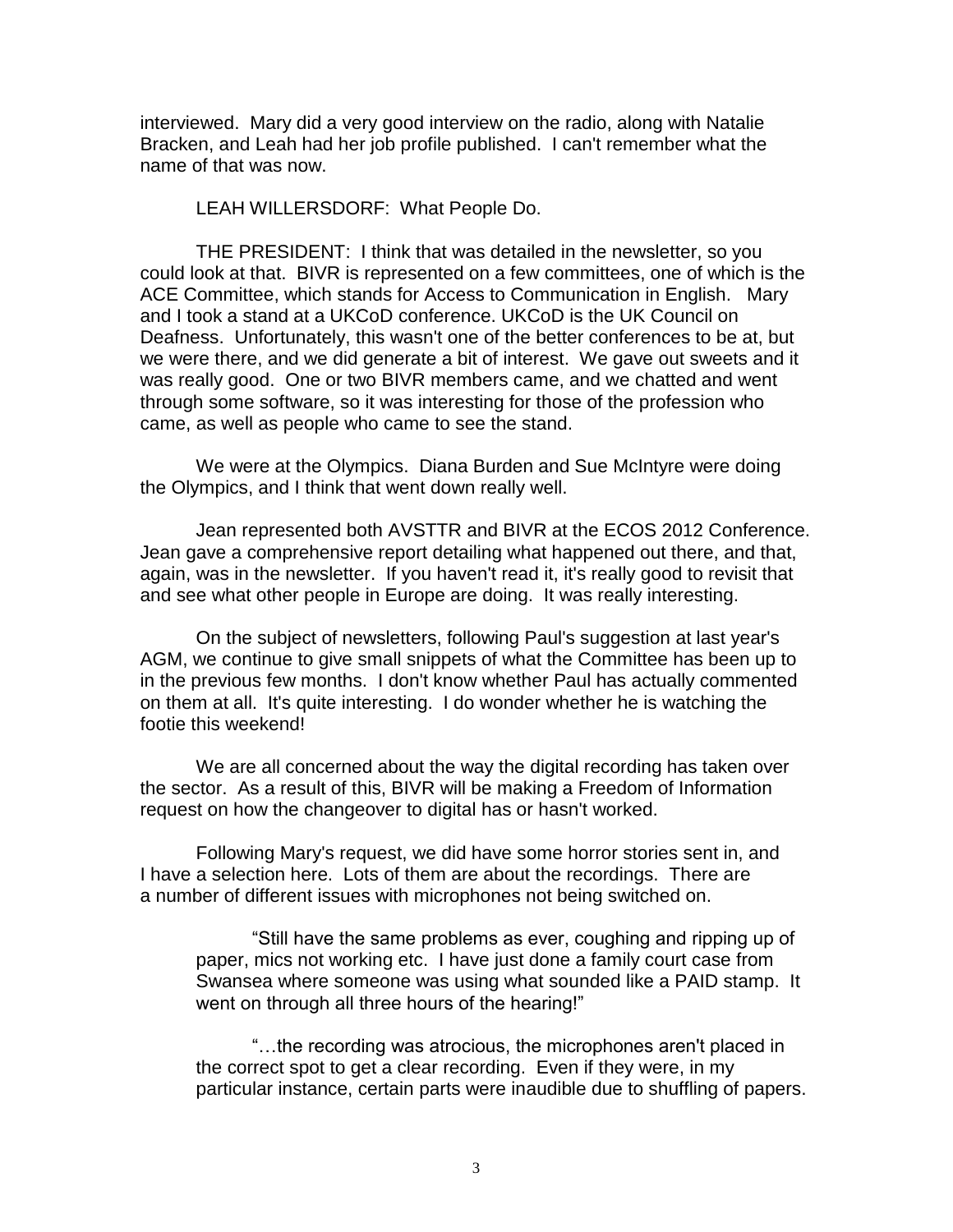interviewed. Mary did a very good interview on the radio, along with Natalie Bracken, and Leah had her job profile published. I can't remember what the name of that was now.

LEAH WILLERSDORF: What People Do.

THE PRESIDENT: I think that was detailed in the newsletter, so you could look at that. BIVR is represented on a few committees, one of which is the ACE Committee, which stands for Access to Communication in English. Mary and I took a stand at a UKCoD conference. UKCoD is the UK Council on Deafness. Unfortunately, this wasn't one of the better conferences to be at, but we were there, and we did generate a bit of interest. We gave out sweets and it was really good. One or two BIVR members came, and we chatted and went through some software, so it was interesting for those of the profession who came, as well as people who came to see the stand.

We were at the Olympics. Diana Burden and Sue McIntyre were doing the Olympics, and I think that went down really well.

Jean represented both AVSTTR and BIVR at the ECOS 2012 Conference. Jean gave a comprehensive report detailing what happened out there, and that, again, was in the newsletter. If you haven't read it, it's really good to revisit that and see what other people in Europe are doing. It was really interesting.

On the subject of newsletters, following Paul's suggestion at last year's AGM, we continue to give small snippets of what the Committee has been up to in the previous few months. I don't know whether Paul has actually commented on them at all. It's quite interesting. I do wonder whether he is watching the footie this weekend!

We are all concerned about the way the digital recording has taken over the sector. As a result of this, BIVR will be making a Freedom of Information request on how the changeover to digital has or hasn't worked.

Following Mary's request, we did have some horror stories sent in, and I have a selection here. Lots of them are about the recordings. There are a number of different issues with microphones not being switched on.

> "Still have the same problems as ever, coughing and ripping up of paper, mics not working etc. I have just done a family court case from Swansea where someone was using what sounded like a PAID stamp. It went on through all three hours of the hearing!"

> "…the recording was atrocious, the microphones aren't placed in the correct spot to get a clear recording. Even if they were, in my particular instance, certain parts were inaudible due to shuffling of papers.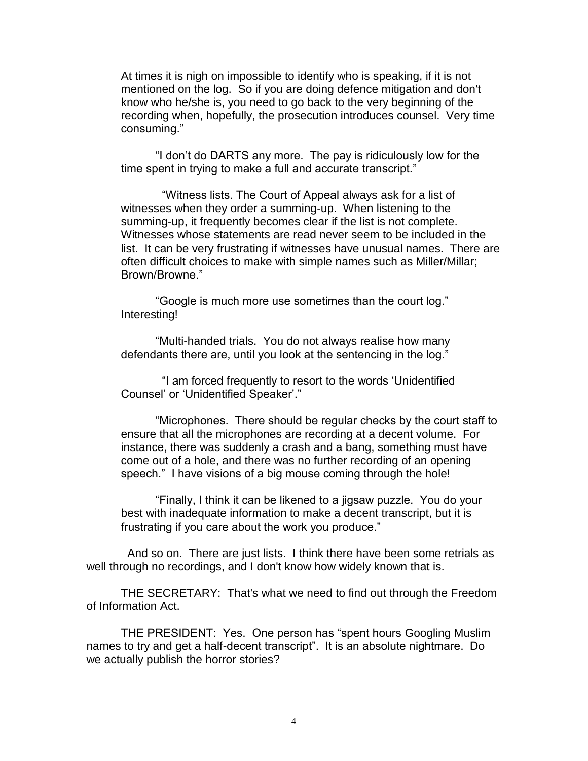At times it is nigh on impossible to identify who is speaking, if it is not mentioned on the log. So if you are doing defence mitigation and don't know who he/she is, you need to go back to the very beginning of the recording when, hopefully, the prosecution introduces counsel. Very time consuming."

"I don't do DARTS any more. The pay is ridiculously low for the time spent in trying to make a full and accurate transcript."

"Witness lists. The Court of Appeal always ask for a list of witnesses when they order a summing-up. When listening to the summing-up, it frequently becomes clear if the list is not complete. Witnesses whose statements are read never seem to be included in the list. It can be very frustrating if witnesses have unusual names. There are often difficult choices to make with simple names such as Miller/Millar; Brown/Browne."

"Google is much more use sometimes than the court log." Interesting!

"Multi-handed trials. You do not always realise how many defendants there are, until you look at the sentencing in the log."

"I am forced frequently to resort to the words 'Unidentified Counsel' or 'Unidentified Speaker'."

"Microphones. There should be regular checks by the court staff to ensure that all the microphones are recording at a decent volume. For instance, there was suddenly a crash and a bang, something must have come out of a hole, and there was no further recording of an opening speech." I have visions of a big mouse coming through the hole!

"Finally, I think it can be likened to a jigsaw puzzle. You do your best with inadequate information to make a decent transcript, but it is frustrating if you care about the work you produce."

And so on. There are just lists. I think there have been some retrials as well through no recordings, and I don't know how widely known that is.

THE SECRETARY: That's what we need to find out through the Freedom of Information Act.

THE PRESIDENT: Yes. One person has "spent hours Googling Muslim names to try and get a half-decent transcript". It is an absolute nightmare. Do we actually publish the horror stories?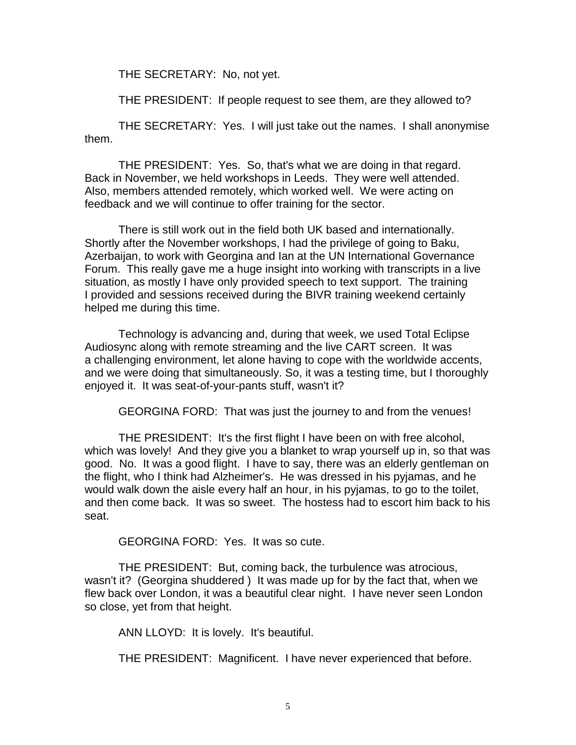THE SECRETARY: No, not yet.

THE PRESIDENT: If people request to see them, are they allowed to?

THE SECRETARY: Yes. I will just take out the names. I shall anonymise them.

THE PRESIDENT: Yes. So, that's what we are doing in that regard. Back in November, we held workshops in Leeds. They were well attended. Also, members attended remotely, which worked well. We were acting on feedback and we will continue to offer training for the sector.

There is still work out in the field both UK based and internationally. Shortly after the November workshops, I had the privilege of going to Baku, Azerbaijan, to work with Georgina and Ian at the UN International Governance Forum. This really gave me a huge insight into working with transcripts in a live situation, as mostly I have only provided speech to text support. The training I provided and sessions received during the BIVR training weekend certainly helped me during this time.

Technology is advancing and, during that week, we used Total Eclipse Audiosync along with remote streaming and the live CART screen. It was a challenging environment, let alone having to cope with the worldwide accents, and we were doing that simultaneously. So, it was a testing time, but I thoroughly enjoyed it. It was seat-of-your-pants stuff, wasn't it?

GEORGINA FORD: That was just the journey to and from the venues!

THE PRESIDENT: It's the first flight I have been on with free alcohol, which was lovely! And they give you a blanket to wrap yourself up in, so that was good. No. It was a good flight. I have to say, there was an elderly gentleman on the flight, who I think had Alzheimer's. He was dressed in his pyjamas, and he would walk down the aisle every half an hour, in his pyjamas, to go to the toilet, and then come back. It was so sweet. The hostess had to escort him back to his seat.

GEORGINA FORD: Yes. It was so cute.

THE PRESIDENT: But, coming back, the turbulence was atrocious, wasn't it? (Georgina shuddered ) It was made up for by the fact that, when we flew back over London, it was a beautiful clear night. I have never seen London so close, yet from that height.

ANN LLOYD: It is lovely. It's beautiful.

THE PRESIDENT: Magnificent. I have never experienced that before.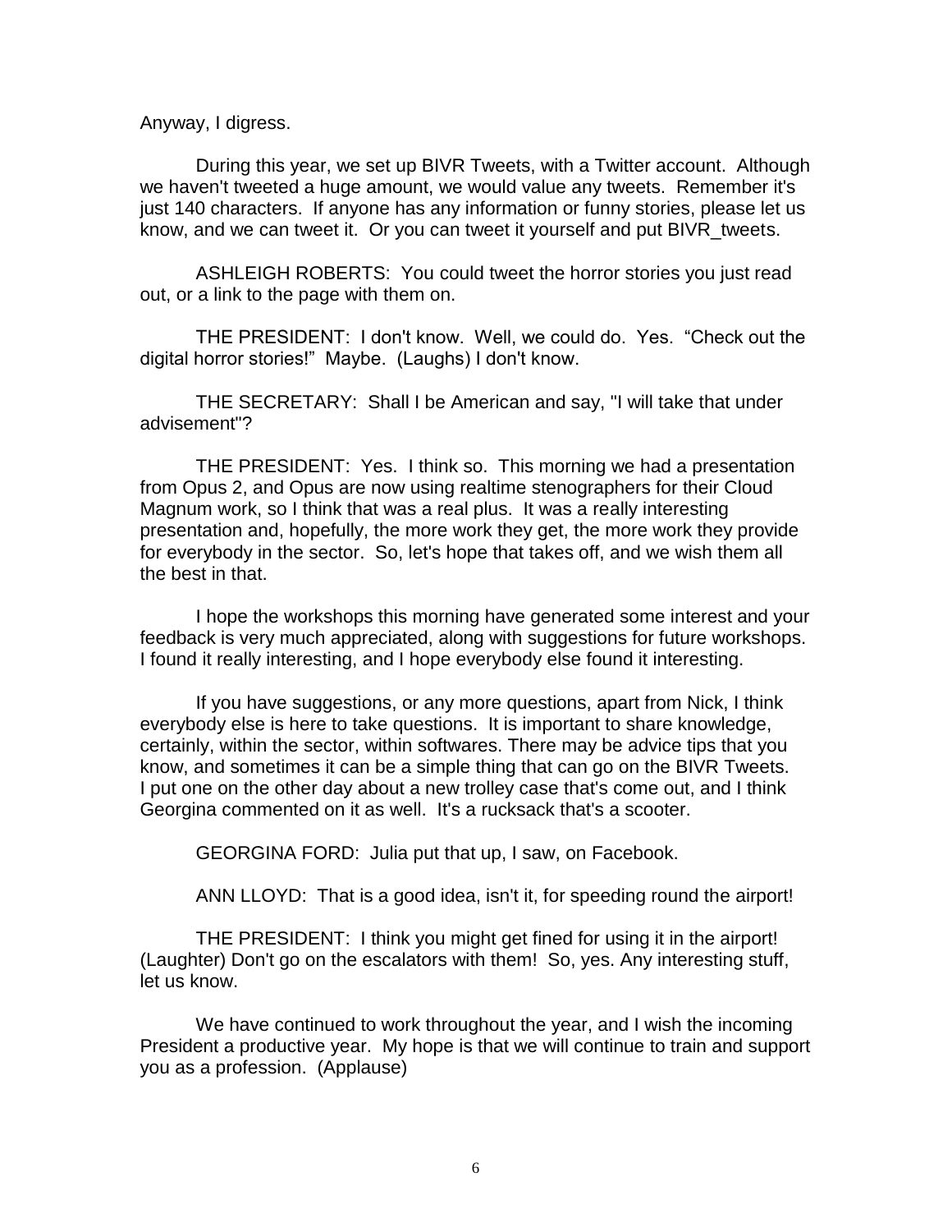Anyway, I digress.

During this year, we set up BIVR Tweets, with a Twitter account. Although we haven't tweeted a huge amount, we would value any tweets. Remember it's just 140 characters. If anyone has any information or funny stories, please let us know, and we can tweet it. Or you can tweet it yourself and put BIVR_tweets.

ASHLEIGH ROBERTS: You could tweet the horror stories you just read out, or a link to the page with them on.

THE PRESIDENT: I don't know. Well, we could do. Yes. "Check out the digital horror stories!" Maybe. (Laughs) I don't know.

THE SECRETARY: Shall I be American and say, "I will take that under advisement"?

THE PRESIDENT: Yes. I think so. This morning we had a presentation from Opus 2, and Opus are now using realtime stenographers for their Cloud Magnum work, so I think that was a real plus. It was a really interesting presentation and, hopefully, the more work they get, the more work they provide for everybody in the sector. So, let's hope that takes off, and we wish them all the best in that.

I hope the workshops this morning have generated some interest and your feedback is very much appreciated, along with suggestions for future workshops. I found it really interesting, and I hope everybody else found it interesting.

If you have suggestions, or any more questions, apart from Nick, I think everybody else is here to take questions. It is important to share knowledge, certainly, within the sector, within softwares. There may be advice tips that you know, and sometimes it can be a simple thing that can go on the BIVR Tweets. I put one on the other day about a new trolley case that's come out, and I think Georgina commented on it as well. It's a rucksack that's a scooter.

GEORGINA FORD: Julia put that up, I saw, on Facebook.

ANN LLOYD: That is a good idea, isn't it, for speeding round the airport!

THE PRESIDENT: I think you might get fined for using it in the airport! (Laughter) Don't go on the escalators with them! So, yes. Any interesting stuff, let us know.

We have continued to work throughout the year, and I wish the incoming President a productive year. My hope is that we will continue to train and support you as a profession. (Applause)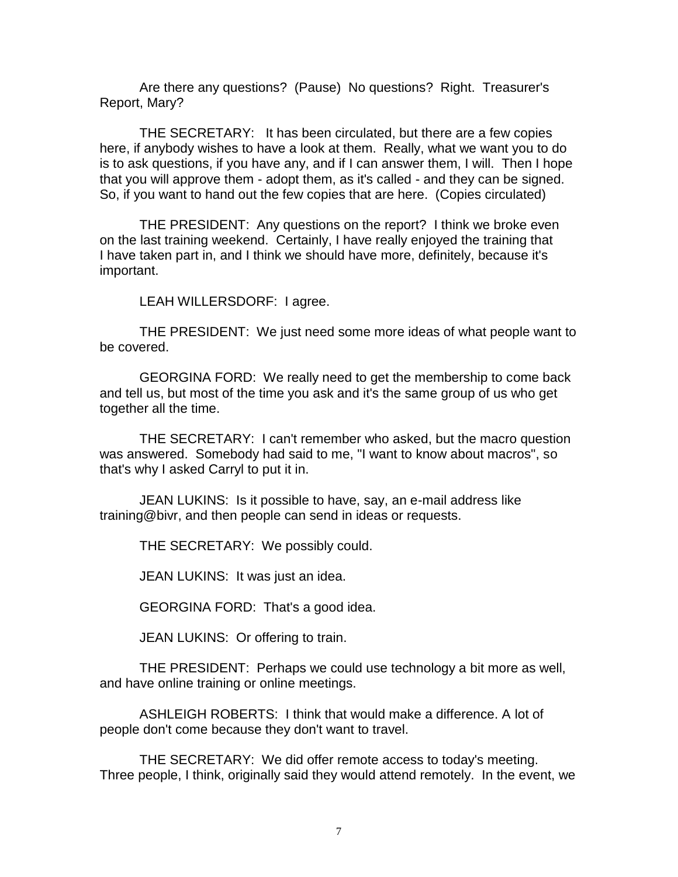Are there any questions? (Pause) No questions? Right. Treasurer's Report, Mary?

THE SECRETARY: It has been circulated, but there are a few copies here, if anybody wishes to have a look at them. Really, what we want you to do is to ask questions, if you have any, and if I can answer them, I will. Then I hope that you will approve them - adopt them, as it's called - and they can be signed. So, if you want to hand out the few copies that are here. (Copies circulated)

THE PRESIDENT: Any questions on the report? I think we broke even on the last training weekend. Certainly, I have really enjoyed the training that I have taken part in, and I think we should have more, definitely, because it's important.

LEAH WILLERSDORF: I agree.

THE PRESIDENT: We just need some more ideas of what people want to be covered.

GEORGINA FORD: We really need to get the membership to come back and tell us, but most of the time you ask and it's the same group of us who get together all the time.

THE SECRETARY: I can't remember who asked, but the macro question was answered. Somebody had said to me, "I want to know about macros", so that's why I asked Carryl to put it in.

JEAN LUKINS: Is it possible to have, say, an e-mail address like training@bivr, and then people can send in ideas or requests.

THE SECRETARY: We possibly could.

JEAN LUKINS: It was just an idea.

GEORGINA FORD: That's a good idea.

JEAN LUKINS: Or offering to train.

THE PRESIDENT: Perhaps we could use technology a bit more as well, and have online training or online meetings.

ASHLEIGH ROBERTS: I think that would make a difference. A lot of people don't come because they don't want to travel.

THE SECRETARY: We did offer remote access to today's meeting. Three people, I think, originally said they would attend remotely. In the event, we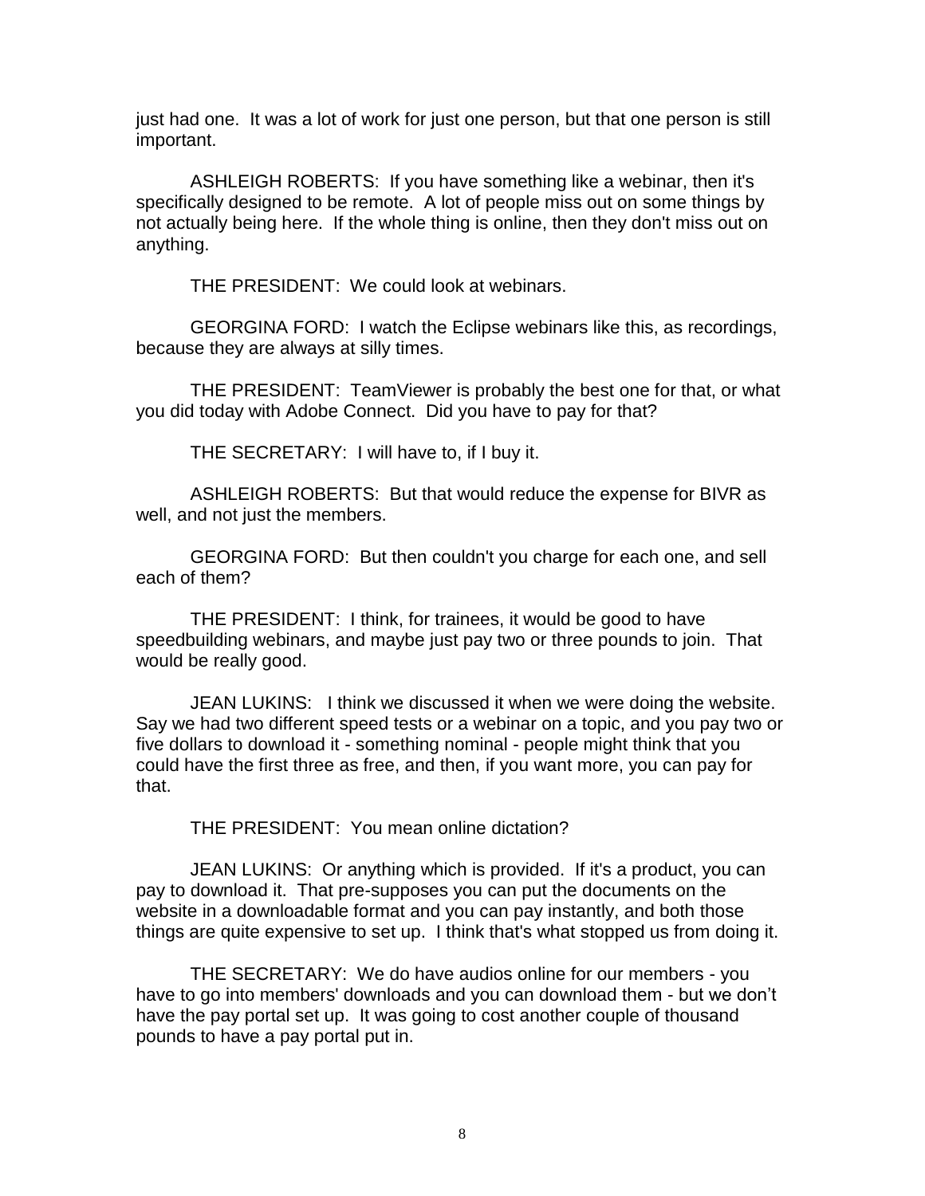just had one. It was a lot of work for just one person, but that one person is still important.

ASHLEIGH ROBERTS: If you have something like a webinar, then it's specifically designed to be remote. A lot of people miss out on some things by not actually being here. If the whole thing is online, then they don't miss out on anything.

THE PRESIDENT: We could look at webinars.

GEORGINA FORD: I watch the Eclipse webinars like this, as recordings, because they are always at silly times.

THE PRESIDENT: TeamViewer is probably the best one for that, or what you did today with Adobe Connect. Did you have to pay for that?

THE SECRETARY: I will have to, if I buy it.

ASHLEIGH ROBERTS: But that would reduce the expense for BIVR as well, and not just the members.

GEORGINA FORD: But then couldn't you charge for each one, and sell each of them?

THE PRESIDENT: I think, for trainees, it would be good to have speedbuilding webinars, and maybe just pay two or three pounds to join. That would be really good.

JEAN LUKINS: I think we discussed it when we were doing the website. Say we had two different speed tests or a webinar on a topic, and you pay two or five dollars to download it - something nominal - people might think that you could have the first three as free, and then, if you want more, you can pay for that.

THE PRESIDENT: You mean online dictation?

JEAN LUKINS: Or anything which is provided. If it's a product, you can pay to download it. That pre-supposes you can put the documents on the website in a downloadable format and you can pay instantly, and both those things are quite expensive to set up. I think that's what stopped us from doing it.

THE SECRETARY: We do have audios online for our members - you have to go into members' downloads and you can download them - but we don't have the pay portal set up. It was going to cost another couple of thousand pounds to have a pay portal put in.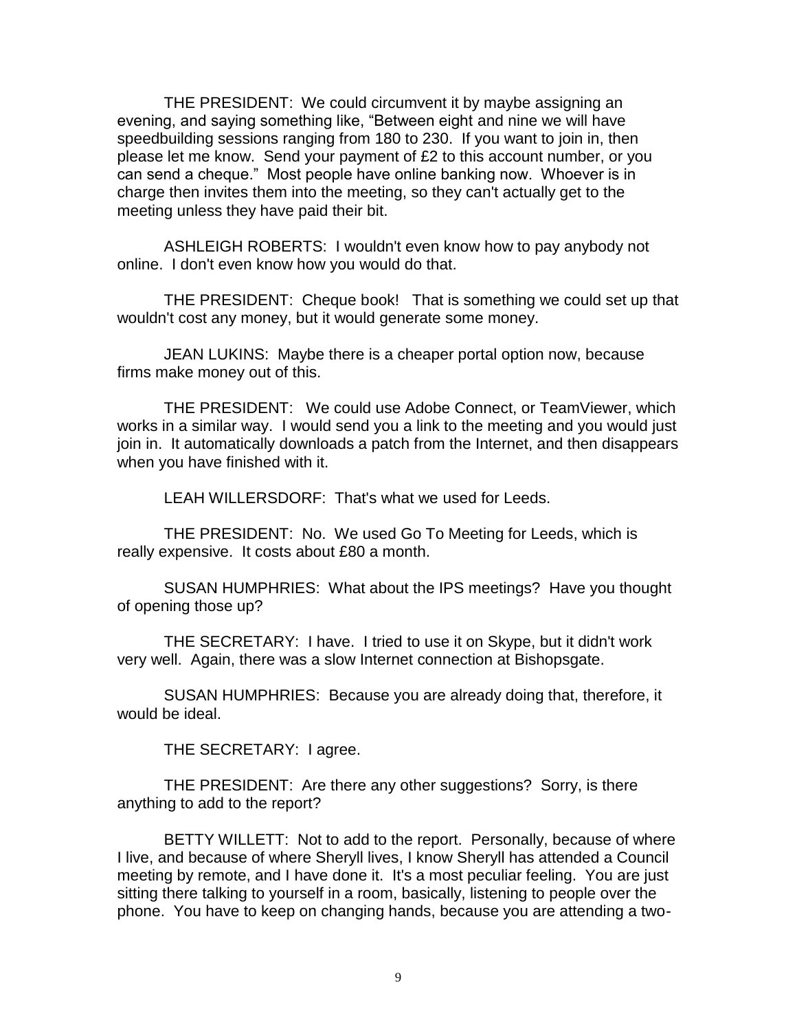THE PRESIDENT: We could circumvent it by maybe assigning an evening, and saying something like, "Between eight and nine we will have speedbuilding sessions ranging from 180 to 230. If you want to join in, then please let me know. Send your payment of £2 to this account number, or you can send a cheque." Most people have online banking now. Whoever is in charge then invites them into the meeting, so they can't actually get to the meeting unless they have paid their bit.

ASHLEIGH ROBERTS: I wouldn't even know how to pay anybody not online. I don't even know how you would do that.

THE PRESIDENT: Cheque book! That is something we could set up that wouldn't cost any money, but it would generate some money.

JEAN LUKINS: Maybe there is a cheaper portal option now, because firms make money out of this.

THE PRESIDENT: We could use Adobe Connect, or TeamViewer, which works in a similar way. I would send you a link to the meeting and you would just join in. It automatically downloads a patch from the Internet, and then disappears when you have finished with it.

LEAH WILLERSDORF: That's what we used for Leeds.

THE PRESIDENT: No. We used Go To Meeting for Leeds, which is really expensive. It costs about £80 a month.

SUSAN HUMPHRIES: What about the IPS meetings? Have you thought of opening those up?

THE SECRETARY: I have. I tried to use it on Skype, but it didn't work very well. Again, there was a slow Internet connection at Bishopsgate.

SUSAN HUMPHRIES: Because you are already doing that, therefore, it would be ideal.

THE SECRETARY: I agree.

THE PRESIDENT: Are there any other suggestions? Sorry, is there anything to add to the report?

BETTY WILLETT: Not to add to the report. Personally, because of where I live, and because of where Sheryll lives, I know Sheryll has attended a Council meeting by remote, and I have done it. It's a most peculiar feeling. You are just sitting there talking to yourself in a room, basically, listening to people over the phone. You have to keep on changing hands, because you are attending a two-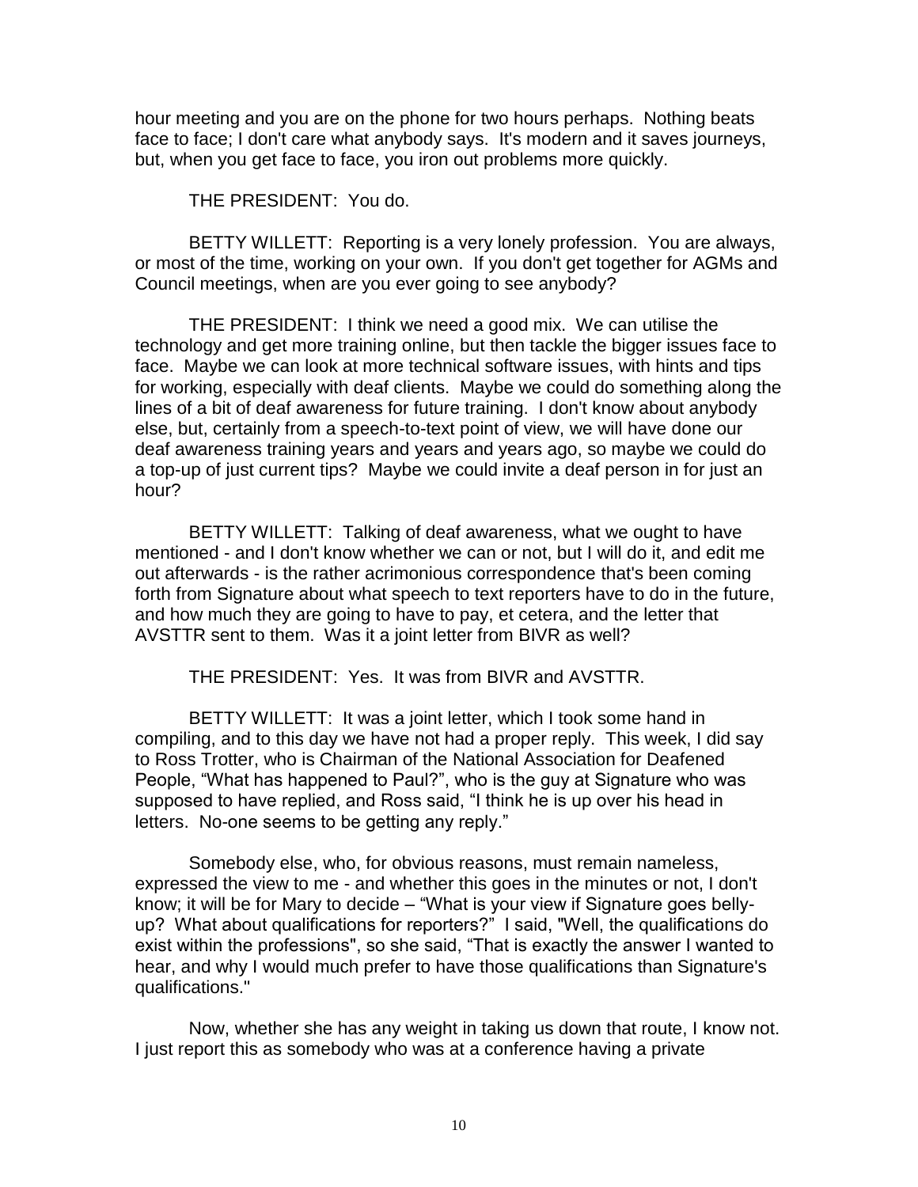hour meeting and you are on the phone for two hours perhaps. Nothing beats face to face; I don't care what anybody says. It's modern and it saves journeys, but, when you get face to face, you iron out problems more quickly.

THE PRESIDENT: You do.

BETTY WILLETT: Reporting is a very lonely profession. You are always, or most of the time, working on your own. If you don't get together for AGMs and Council meetings, when are you ever going to see anybody?

THE PRESIDENT: I think we need a good mix. We can utilise the technology and get more training online, but then tackle the bigger issues face to face. Maybe we can look at more technical software issues, with hints and tips for working, especially with deaf clients. Maybe we could do something along the lines of a bit of deaf awareness for future training. I don't know about anybody else, but, certainly from a speech-to-text point of view, we will have done our deaf awareness training years and years and years ago, so maybe we could do a top-up of just current tips? Maybe we could invite a deaf person in for just an hour?

BETTY WILLETT: Talking of deaf awareness, what we ought to have mentioned - and I don't know whether we can or not, but I will do it, and edit me out afterwards - is the rather acrimonious correspondence that's been coming forth from Signature about what speech to text reporters have to do in the future, and how much they are going to have to pay, et cetera, and the letter that AVSTTR sent to them. Was it a joint letter from BIVR as well?

THE PRESIDENT: Yes. It was from BIVR and AVSTTR.

BETTY WILLETT: It was a joint letter, which I took some hand in compiling, and to this day we have not had a proper reply. This week, I did say to Ross Trotter, who is Chairman of the National Association for Deafened People, “What has happened to Paul?”, who is the guy at Signature who was supposed to have replied, and Ross said, “I think he is up over his head in letters. No-one seems to be getting any reply.”

Somebody else, who, for obvious reasons, must remain nameless, expressed the view to me - and whether this goes in the minutes or not, I don't know; it will be for Mary to decide – “What is your view if Signature goes belly-up? What about qualifications for reporters?” I said, "Well, the qualifications do exist within the professions", so she said, “That is exactly the answer I wanted to hear, and why I would much prefer to have those qualifications than Signature's qualifications."

Now, whether she has any weight in taking us down that route, I know not. I just report this as somebody who was at a conference having a private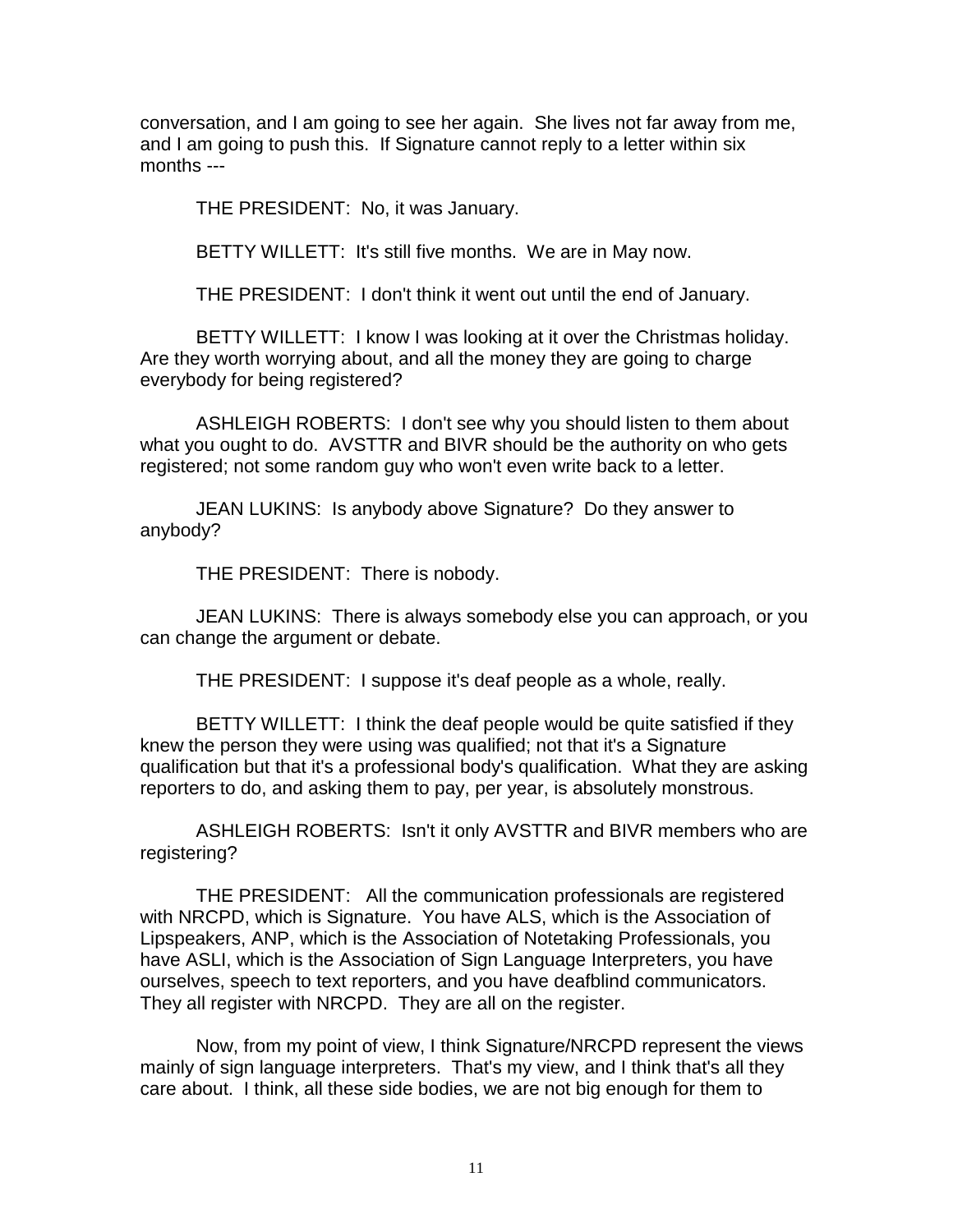conversation, and I am going to see her again. She lives not far away from me, and I am going to push this. If Signature cannot reply to a letter within six months ---

THE PRESIDENT: No, it was January.

BETTY WILLETT: It's still five months. We are in May now.

THE PRESIDENT: I don't think it went out until the end of January.

BETTY WILLETT: I know I was looking at it over the Christmas holiday. Are they worth worrying about, and all the money they are going to charge everybody for being registered?

ASHLEIGH ROBERTS: I don't see why you should listen to them about what you ought to do. AVSTTR and BIVR should be the authority on who gets registered; not some random guy who won't even write back to a letter.

JEAN LUKINS: Is anybody above Signature? Do they answer to anybody?

THE PRESIDENT: There is nobody.

JEAN LUKINS: There is always somebody else you can approach, or you can change the argument or debate.

THE PRESIDENT: I suppose it's deaf people as a whole, really.

BETTY WILLETT: I think the deaf people would be quite satisfied if they knew the person they were using was qualified; not that it's a Signature qualification but that it's a professional body's qualification. What they are asking reporters to do, and asking them to pay, per year, is absolutely monstrous.

ASHLEIGH ROBERTS: Isn't it only AVSTTR and BIVR members who are registering?

THE PRESIDENT: All the communication professionals are registered with NRCPD, which is Signature. You have ALS, which is the Association of Lipspeakers, ANP, which is the Association of Notetaking Professionals, you have ASLI, which is the Association of Sign Language Interpreters, you have ourselves, speech to text reporters, and you have deafblind communicators. They all register with NRCPD. They are all on the register.

Now, from my point of view, I think Signature/NRCPD represent the views mainly of sign language interpreters. That's my view, and I think that's all they care about. I think, all these side bodies, we are not big enough for them to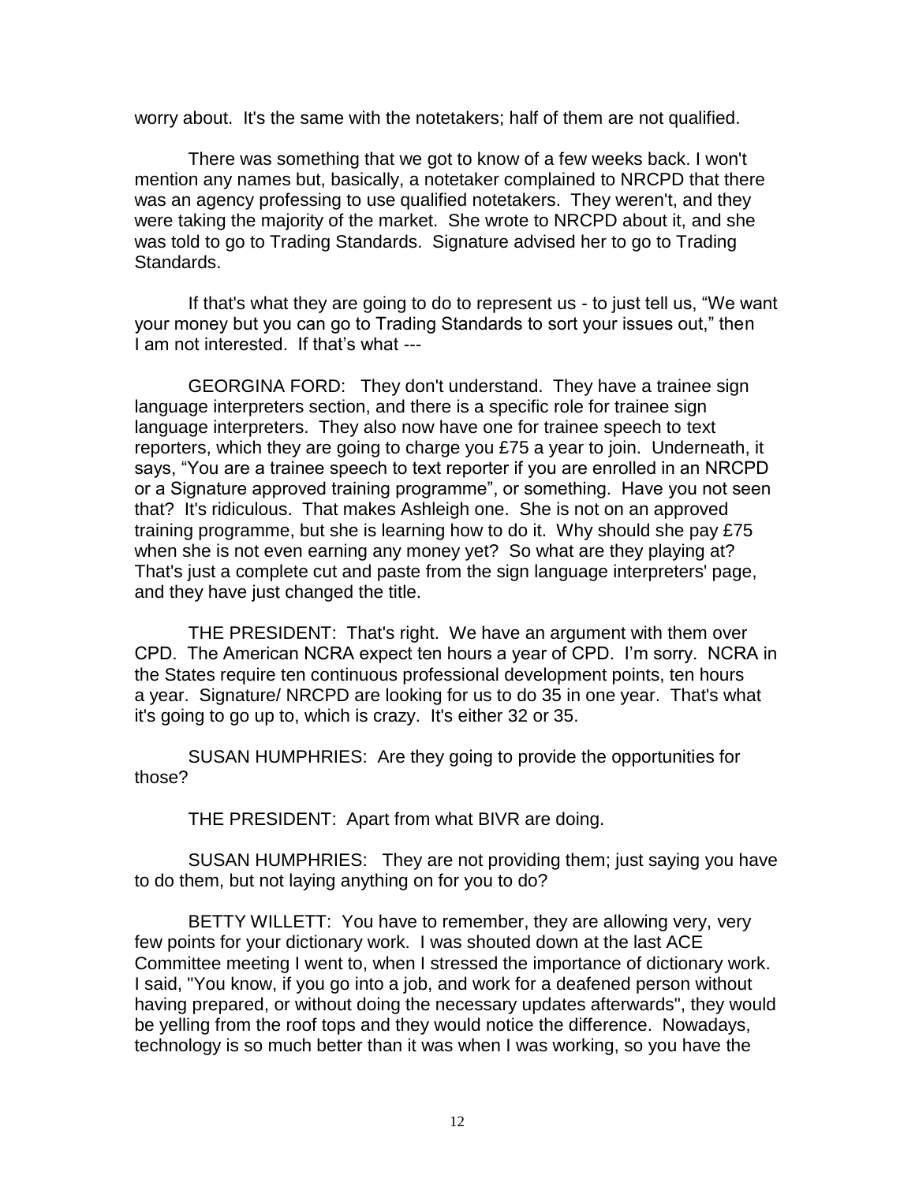worry about. It's the same with the notetakers; half of them are not qualified.

There was something that we got to know of a few weeks back. I won't mention any names but, basically, a notetaker complained to NRCPD that there was an agency professing to use qualified notetakers. They weren't, and they were taking the majority of the market. She wrote to NRCPD about it, and she was told to go to Trading Standards. Signature advised her to go to Trading Standards.

If that's what they are going to do to represent us - to just tell us, "We want your money but you can go to Trading Standards to sort your issues out," then I am not interested. If that's what ---

GEORGINA FORD: They don't understand. They have a trainee sign language interpreters section, and there is a specific role for trainee sign language interpreters. They also now have one for trainee speech to text reporters, which they are going to charge you £75 a year to join. Underneath, it says, "You are a trainee speech to text reporter if you are enrolled in an NRCPD or a Signature approved training programme", or something. Have you not seen that? It's ridiculous. That makes Ashleigh one. She is not on an approved training programme, but she is learning how to do it. Why should she pay £75 when she is not even earning any money yet? So what are they playing at? That's just a complete cut and paste from the sign language interpreters' page, and they have just changed the title.

THE PRESIDENT: That's right. We have an argument with them over CPD. The American NCRA expect ten hours a year of CPD. I'm sorry. NCRA in the States require ten continuous professional development points, ten hours a year. Signature/ NRCPD are looking for us to do 35 in one year. That's what it's going to go up to, which is crazy. It's either 32 or 35.

SUSAN HUMPHRIES: Are they going to provide the opportunities for those?

THE PRESIDENT: Apart from what BIVR are doing.

SUSAN HUMPHRIES: They are not providing them; just saying you have to do them, but not laying anything on for you to do?

BETTY WILLETT: You have to remember, they are allowing very, very few points for your dictionary work. I was shouted down at the last ACE Committee meeting I went to, when I stressed the importance of dictionary work. I said, "You know, if you go into a job, and work for a deafened person without having prepared, or without doing the necessary updates afterwards", they would be yelling from the roof tops and they would notice the difference. Nowadays, technology is so much better than it was when I was working, so you have the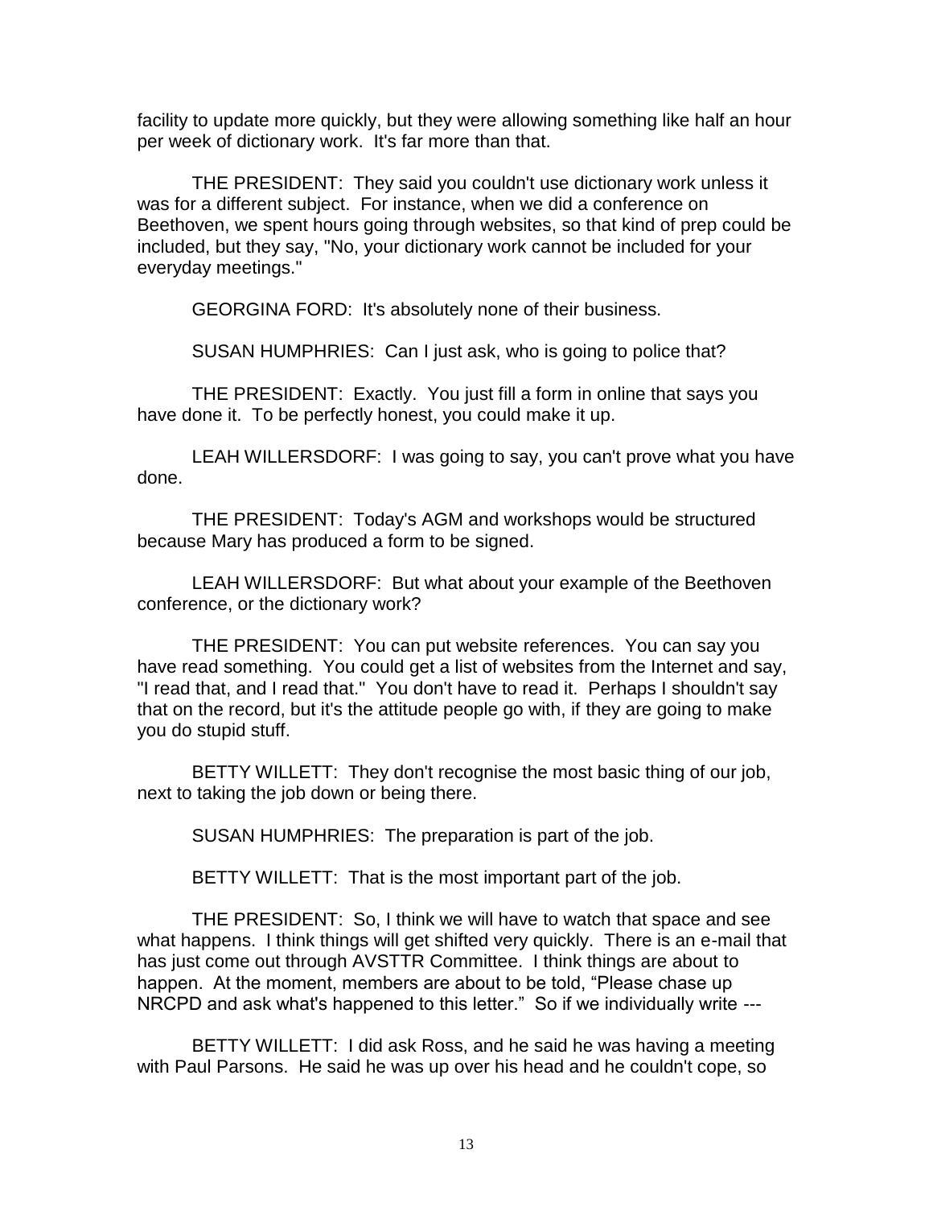facility to update more quickly, but they were allowing something like half an hour per week of dictionary work. It's far more than that.

THE PRESIDENT: They said you couldn't use dictionary work unless it was for a different subject. For instance, when we did a conference on Beethoven, we spent hours going through websites, so that kind of prep could be included, but they say, "No, your dictionary work cannot be included for your everyday meetings."

GEORGINA FORD: It's absolutely none of their business.

SUSAN HUMPHRIES: Can I just ask, who is going to police that?

THE PRESIDENT: Exactly. You just fill a form in online that says you have done it. To be perfectly honest, you could make it up.

LEAH WILLERSDORF: I was going to say, you can't prove what you have done.

THE PRESIDENT: Today's AGM and workshops would be structured because Mary has produced a form to be signed.

LEAH WILLERSDORF: But what about your example of the Beethoven conference, or the dictionary work?

THE PRESIDENT: You can put website references. You can say you have read something. You could get a list of websites from the Internet and say, "I read that, and I read that." You don't have to read it. Perhaps I shouldn't say that on the record, but it's the attitude people go with, if they are going to make you do stupid stuff.

BETTY WILLETT: They don't recognise the most basic thing of our job, next to taking the job down or being there.

SUSAN HUMPHRIES: The preparation is part of the job.

BETTY WILLETT: That is the most important part of the job.

THE PRESIDENT: So, I think we will have to watch that space and see what happens. I think things will get shifted very quickly. There is an e-mail that has just come out through AVSTTR Committee. I think things are about to happen. At the moment, members are about to be told, "Please chase up NRCPD and ask what's happened to this letter." So if we individually write ---

BETTY WILLETT: I did ask Ross, and he said he was having a meeting with Paul Parsons. He said he was up over his head and he couldn't cope, so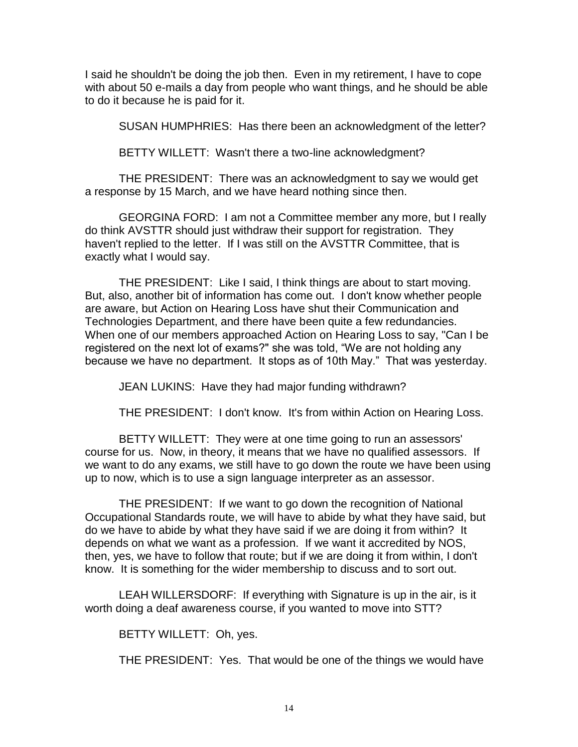I said he shouldn't be doing the job then. Even in my retirement, I have to cope with about 50 e-mails a day from people who want things, and he should be able to do it because he is paid for it.

SUSAN HUMPHRIES: Has there been an acknowledgment of the letter?

BETTY WILLETT: Wasn't there a two-line acknowledgment?

THE PRESIDENT: There was an acknowledgment to say we would get a response by 15 March, and we have heard nothing since then.

GEORGINA FORD: I am not a Committee member any more, but I really do think AVSTTR should just withdraw their support for registration. They haven't replied to the letter. If I was still on the AVSTTR Committee, that is exactly what I would say.

THE PRESIDENT: Like I said, I think things are about to start moving. But, also, another bit of information has come out. I don't know whether people are aware, but Action on Hearing Loss have shut their Communication and Technologies Department, and there have been quite a few redundancies. When one of our members approached Action on Hearing Loss to say, "Can I be registered on the next lot of exams?" she was told, "We are not holding any because we have no department. It stops as of 10th May." That was yesterday.

JEAN LUKINS: Have they had major funding withdrawn?

THE PRESIDENT: I don't know. It's from within Action on Hearing Loss.

BETTY WILLETT: They were at one time going to run an assessors' course for us. Now, in theory, it means that we have no qualified assessors. If we want to do any exams, we still have to go down the route we have been using up to now, which is to use a sign language interpreter as an assessor.

THE PRESIDENT: If we want to go down the recognition of National Occupational Standards route, we will have to abide by what they have said, but do we have to abide by what they have said if we are doing it from within? It depends on what we want as a profession. If we want it accredited by NOS, then, yes, we have to follow that route; but if we are doing it from within, I don't know. It is something for the wider membership to discuss and to sort out.

LEAH WILLERSDORF: If everything with Signature is up in the air, is it worth doing a deaf awareness course, if you wanted to move into STT?

BETTY WILLETT: Oh, yes.

THE PRESIDENT: Yes. That would be one of the things we would have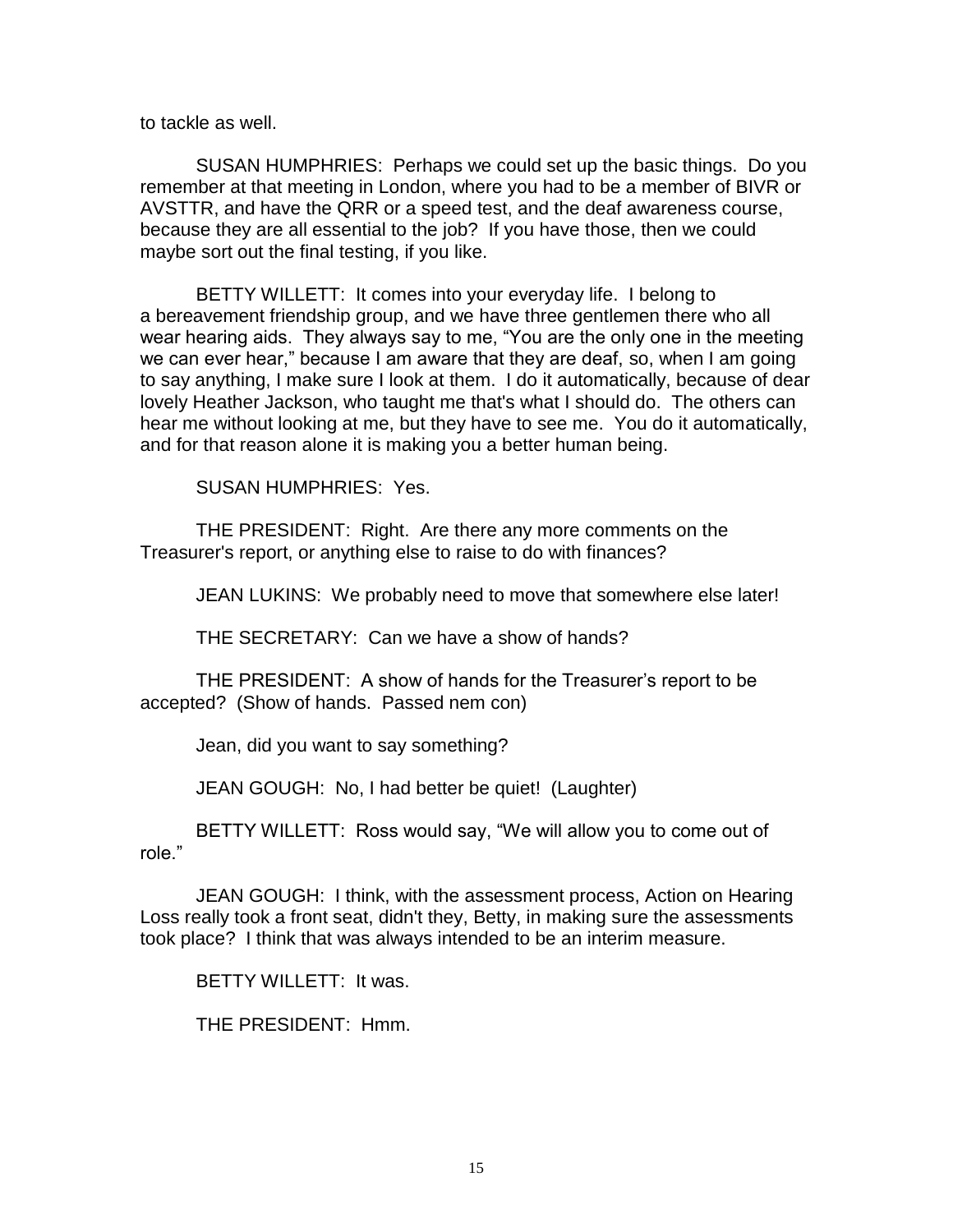to tackle as well.

SUSAN HUMPHRIES: Perhaps we could set up the basic things. Do you remember at that meeting in London, where you had to be a member of BIVR or AVSTTR, and have the QRR or a speed test, and the deaf awareness course, because they are all essential to the job? If you have those, then we could maybe sort out the final testing, if you like.

BETTY WILLETT: It comes into your everyday life. I belong to a bereavement friendship group, and we have three gentlemen there who all wear hearing aids. They always say to me, "You are the only one in the meeting we can ever hear," because I am aware that they are deaf, so, when I am going to say anything, I make sure I look at them. I do it automatically, because of dear lovely Heather Jackson, who taught me that's what I should do. The others can hear me without looking at me, but they have to see me. You do it automatically, and for that reason alone it is making you a better human being.

SUSAN HUMPHRIES: Yes.

THE PRESIDENT: Right. Are there any more comments on the Treasurer's report, or anything else to raise to do with finances?

JEAN LUKINS: We probably need to move that somewhere else later!

THE SECRETARY: Can we have a show of hands?

THE PRESIDENT: A show of hands for the Treasurer's report to be accepted? (Show of hands. Passed nem con)

Jean, did you want to say something?

JEAN GOUGH: No, I had better be quiet! (Laughter)

BETTY WILLETT: Ross would say, "We will allow you to come out of role."

JEAN GOUGH: I think, with the assessment process, Action on Hearing Loss really took a front seat, didn't they, Betty, in making sure the assessments took place? I think that was always intended to be an interim measure.

BETTY WILLETT: It was.

THE PRESIDENT: Hmm.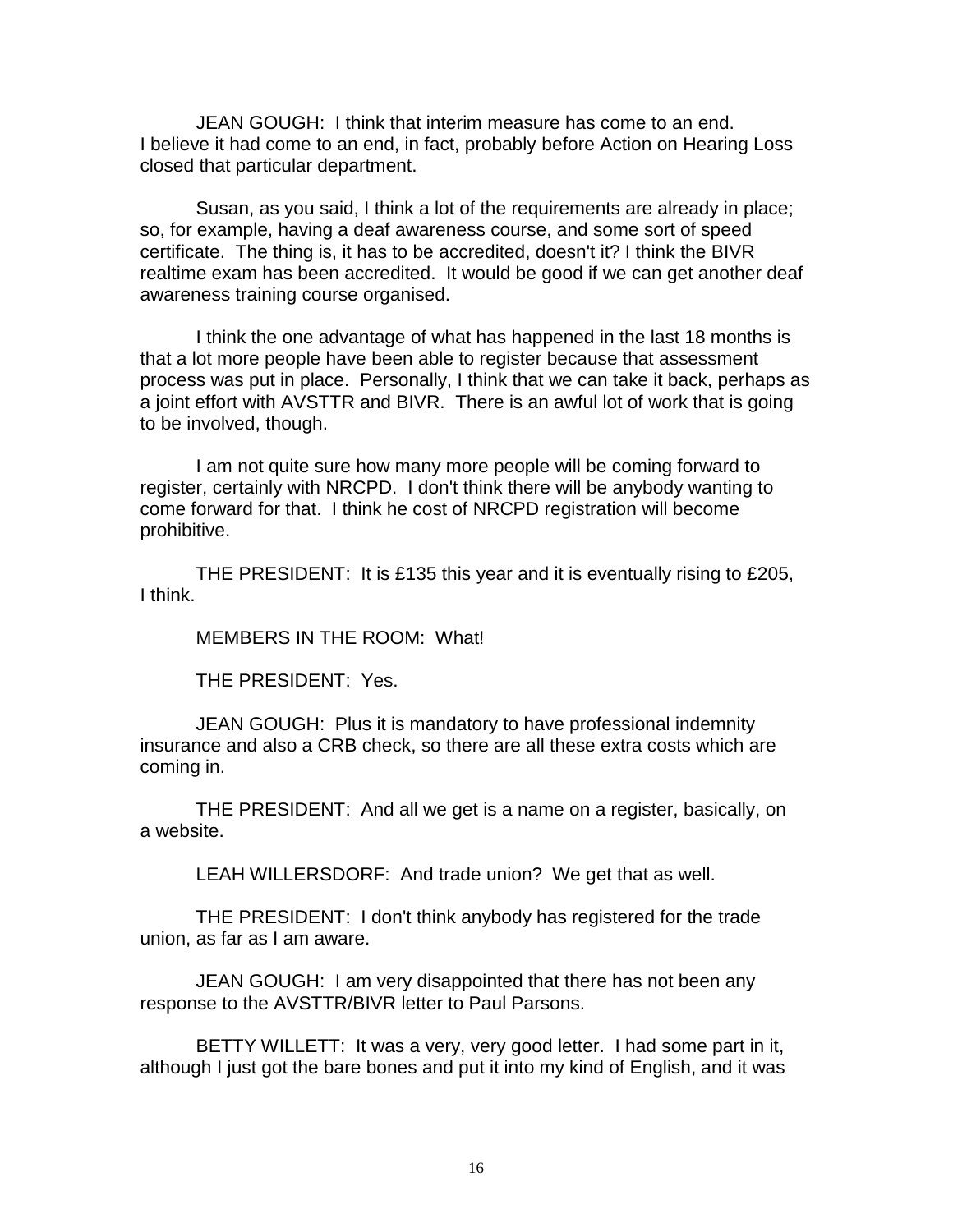JEAN GOUGH: I think that interim measure has come to an end. I believe it had come to an end, in fact, probably before Action on Hearing Loss closed that particular department.

Susan, as you said, I think a lot of the requirements are already in place; so, for example, having a deaf awareness course, and some sort of speed certificate. The thing is, it has to be accredited, doesn't it? I think the BIVR realtime exam has been accredited. It would be good if we can get another deaf awareness training course organised.

I think the one advantage of what has happened in the last 18 months is that a lot more people have been able to register because that assessment process was put in place. Personally, I think that we can take it back, perhaps as a joint effort with AVSTTR and BIVR. There is an awful lot of work that is going to be involved, though.

I am not quite sure how many more people will be coming forward to register, certainly with NRCPD. I don't think there will be anybody wanting to come forward for that. I think he cost of NRCPD registration will become prohibitive.

THE PRESIDENT: It is £135 this year and it is eventually rising to £205, I think.

MEMBERS IN THE ROOM: What!

THE PRESIDENT: Yes.

JEAN GOUGH: Plus it is mandatory to have professional indemnity insurance and also a CRB check, so there are all these extra costs which are coming in.

THE PRESIDENT: And all we get is a name on a register, basically, on a website.

LEAH WILLERSDORF: And trade union? We get that as well.

THE PRESIDENT: I don't think anybody has registered for the trade union, as far as I am aware.

JEAN GOUGH: I am very disappointed that there has not been any response to the AVSTTR/BIVR letter to Paul Parsons.

BETTY WILLETT: It was a very, very good letter. I had some part in it, although I just got the bare bones and put it into my kind of English, and it was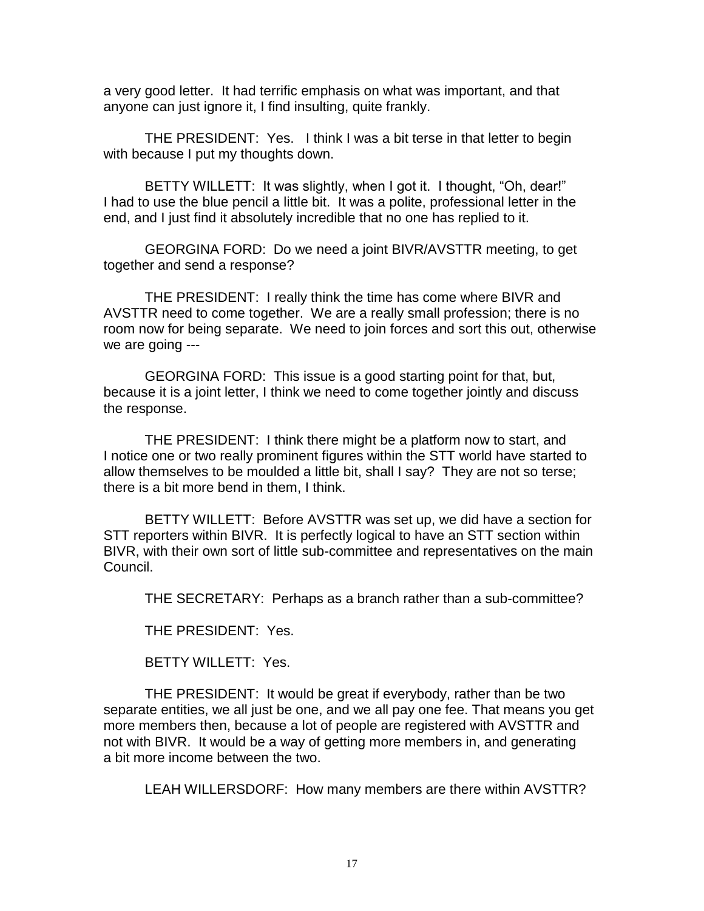a very good letter. It had terrific emphasis on what was important, and that anyone can just ignore it, I find insulting, quite frankly.

THE PRESIDENT: Yes. I think I was a bit terse in that letter to begin with because I put my thoughts down.

BETTY WILLETT: It was slightly, when I got it. I thought, "Oh, dear!" I had to use the blue pencil a little bit. It was a polite, professional letter in the end, and I just find it absolutely incredible that no one has replied to it.

GEORGINA FORD: Do we need a joint BIVR/AVSTTR meeting, to get together and send a response?

THE PRESIDENT: I really think the time has come where BIVR and AVSTTR need to come together. We are a really small profession; there is no room now for being separate. We need to join forces and sort this out, otherwise we are going ---

GEORGINA FORD: This issue is a good starting point for that, but, because it is a joint letter, I think we need to come together jointly and discuss the response.

THE PRESIDENT: I think there might be a platform now to start, and I notice one or two really prominent figures within the STT world have started to allow themselves to be moulded a little bit, shall I say? They are not so terse; there is a bit more bend in them, I think.

BETTY WILLETT: Before AVSTTR was set up, we did have a section for STT reporters within BIVR. It is perfectly logical to have an STT section within BIVR, with their own sort of little sub-committee and representatives on the main Council.

THE SECRETARY: Perhaps as a branch rather than a sub-committee?

THE PRESIDENT: Yes.

BETTY WILLETT: Yes.

THE PRESIDENT: It would be great if everybody, rather than be two separate entities, we all just be one, and we all pay one fee. That means you get more members then, because a lot of people are registered with AVSTTR and not with BIVR. It would be a way of getting more members in, and generating a bit more income between the two.

LEAH WILLERSDORF: How many members are there within AVSTTR?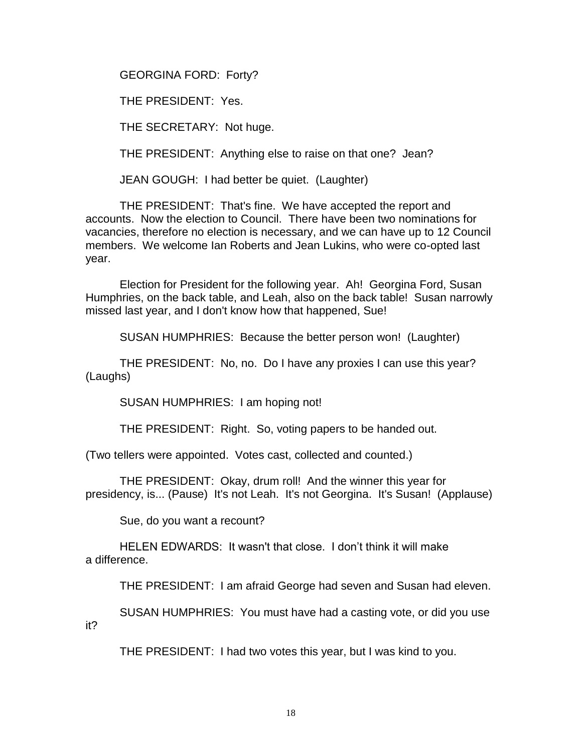GEORGINA FORD: Forty?

THE PRESIDENT: Yes.

THE SECRETARY: Not huge.

THE PRESIDENT: Anything else to raise on that one? Jean?

JEAN GOUGH: I had better be quiet. (Laughter)

THE PRESIDENT: That's fine. We have accepted the report and accounts. Now the election to Council. There have been two nominations for vacancies, therefore no election is necessary, and we can have up to 12 Council members. We welcome Ian Roberts and Jean Lukins, who were co-opted last year.

Election for President for the following year. Ah! Georgina Ford, Susan Humphries, on the back table, and Leah, also on the back table! Susan narrowly missed last year, and I don't know how that happened, Sue!

SUSAN HUMPHRIES: Because the better person won! (Laughter)

THE PRESIDENT: No, no. Do I have any proxies I can use this year? (Laughs)

SUSAN HUMPHRIES: I am hoping not!

THE PRESIDENT: Right. So, voting papers to be handed out.

(Two tellers were appointed. Votes cast, collected and counted.)

THE PRESIDENT: Okay, drum roll! And the winner this year for presidency, is... (Pause) It's not Leah. It's not Georgina. It's Susan! (Applause)

Sue, do you want a recount?

HELEN EDWARDS: It wasn't that close. I don't think it will make a difference.

THE PRESIDENT: I am afraid George had seven and Susan had eleven.

SUSAN HUMPHRIES: You must have had a casting vote, or did you use it?

THE PRESIDENT: I had two votes this year, but I was kind to you.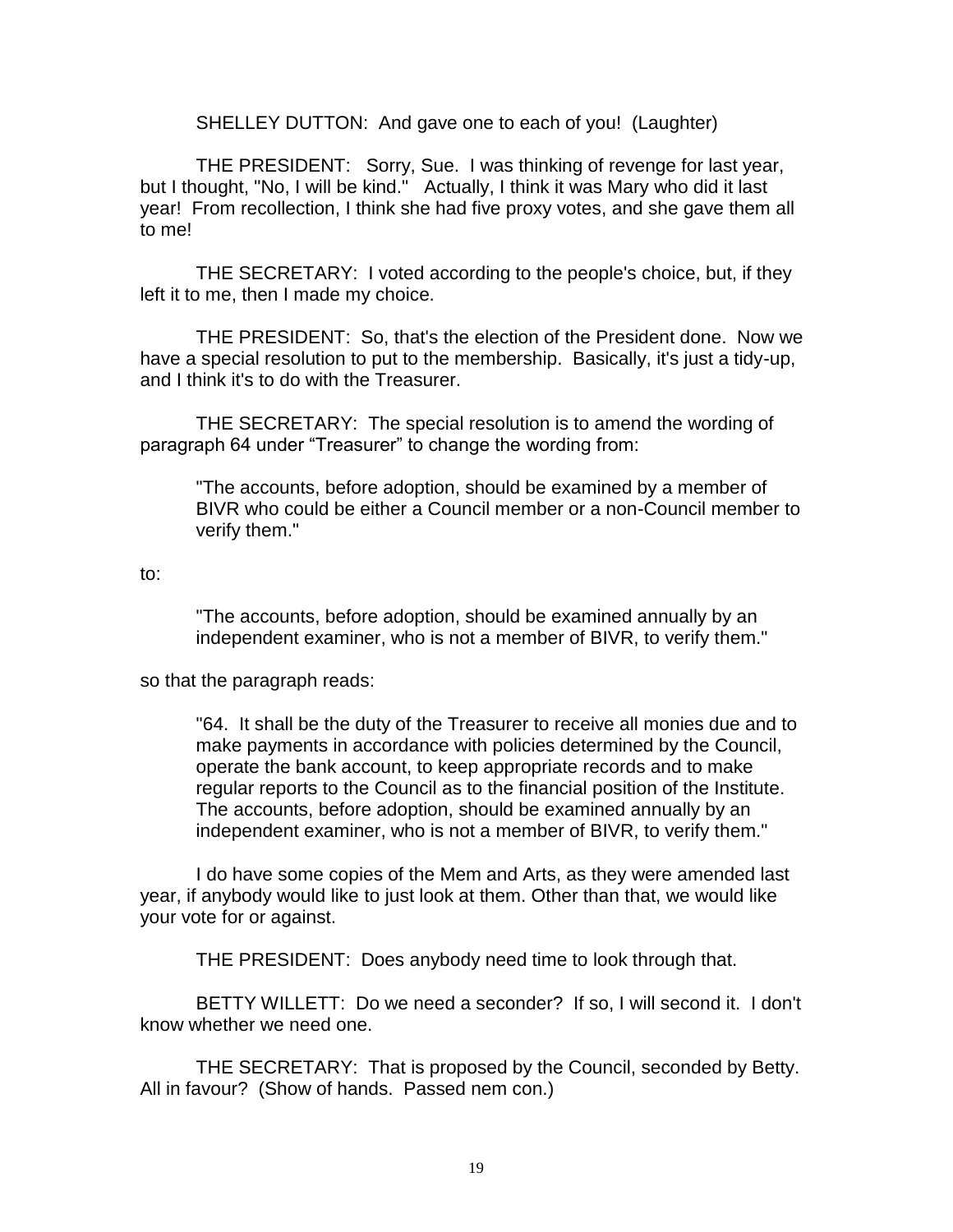SHELLEY DUTTON: And gave one to each of you! (Laughter)

THE PRESIDENT: Sorry, Sue. I was thinking of revenge for last year, but I thought, "No, I will be kind." Actually, I think it was Mary who did it last year! From recollection, I think she had five proxy votes, and she gave them all to me!

THE SECRETARY: I voted according to the people's choice, but, if they left it to me, then I made my choice.

THE PRESIDENT: So, that's the election of the President done. Now we have a special resolution to put to the membership. Basically, it's just a tidy-up, and I think it's to do with the Treasurer.

THE SECRETARY: The special resolution is to amend the wording of paragraph 64 under "Treasurer" to change the wording from:

> "The accounts, before adoption, should be examined by a member of BIVR who could be either a Council member or a non-Council member to verify them."

to:

> "The accounts, before adoption, should be examined annually by an independent examiner, who is not a member of BIVR, to verify them."

so that the paragraph reads:

> "64. It shall be the duty of the Treasurer to receive all monies due and to make payments in accordance with policies determined by the Council, operate the bank account, to keep appropriate records and to make regular reports to the Council as to the financial position of the Institute. The accounts, before adoption, should be examined annually by an independent examiner, who is not a member of BIVR, to verify them."

I do have some copies of the Mem and Arts, as they were amended last year, if anybody would like to just look at them. Other than that, we would like your vote for or against.

THE PRESIDENT: Does anybody need time to look through that.

BETTY WILLETT: Do we need a seconder? If so, I will second it. I don't know whether we need one.

THE SECRETARY: That is proposed by the Council, seconded by Betty. All in favour? (Show of hands. Passed nem con.)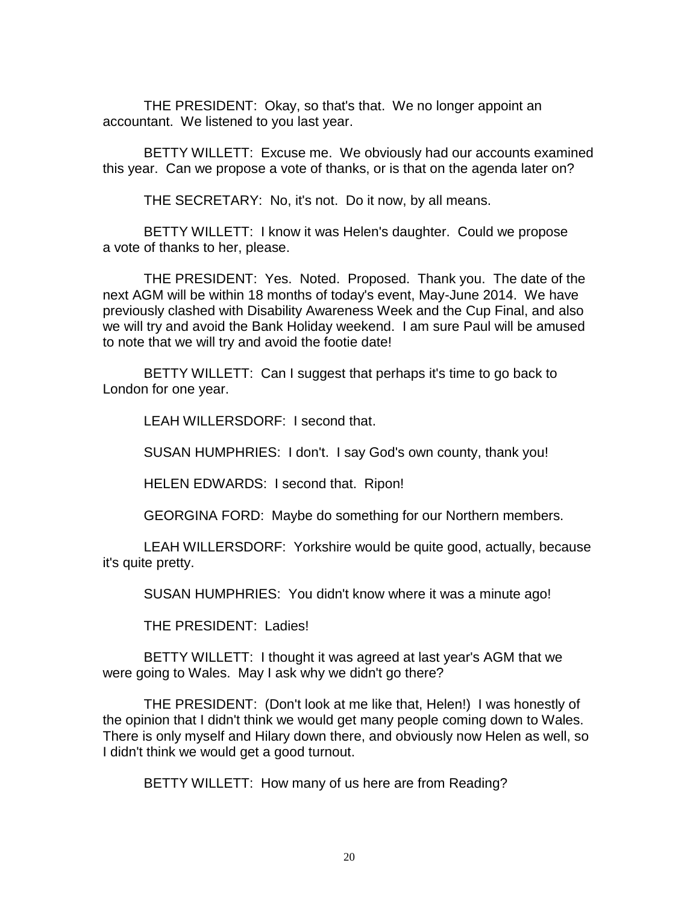THE PRESIDENT: Okay, so that's that. We no longer appoint an accountant. We listened to you last year.

BETTY WILLETT: Excuse me. We obviously had our accounts examined this year. Can we propose a vote of thanks, or is that on the agenda later on?

THE SECRETARY: No, it's not. Do it now, by all means.

BETTY WILLETT: I know it was Helen's daughter. Could we propose a vote of thanks to her, please.

THE PRESIDENT: Yes. Noted. Proposed. Thank you. The date of the next AGM will be within 18 months of today's event, May-June 2014. We have previously clashed with Disability Awareness Week and the Cup Final, and also we will try and avoid the Bank Holiday weekend. I am sure Paul will be amused to note that we will try and avoid the footie date!

BETTY WILLETT: Can I suggest that perhaps it's time to go back to London for one year.

LEAH WILLERSDORF: I second that.

SUSAN HUMPHRIES: I don't. I say God's own county, thank you!

HELEN EDWARDS: I second that. Ripon!

GEORGINA FORD: Maybe do something for our Northern members.

LEAH WILLERSDORF: Yorkshire would be quite good, actually, because it's quite pretty.

SUSAN HUMPHRIES: You didn't know where it was a minute ago!

THE PRESIDENT: Ladies!

BETTY WILLETT: I thought it was agreed at last year's AGM that we were going to Wales. May I ask why we didn't go there?

THE PRESIDENT: (Don't look at me like that, Helen!) I was honestly of the opinion that I didn't think we would get many people coming down to Wales. There is only myself and Hilary down there, and obviously now Helen as well, so I didn't think we would get a good turnout.

BETTY WILLETT: How many of us here are from Reading?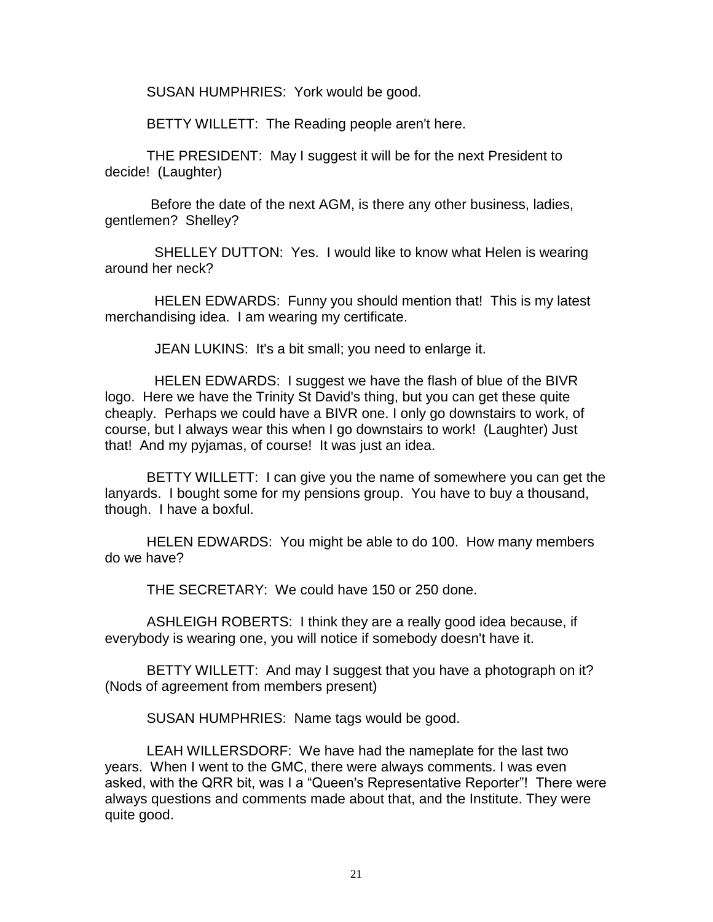SUSAN HUMPHRIES: York would be good.

BETTY WILLETT: The Reading people aren't here.

THE PRESIDENT: May I suggest it will be for the next President to decide! (Laughter)

Before the date of the next AGM, is there any other business, ladies, gentlemen? Shelley?

SHELLEY DUTTON: Yes. I would like to know what Helen is wearing around her neck?

HELEN EDWARDS: Funny you should mention that! This is my latest merchandising idea. I am wearing my certificate.

JEAN LUKINS: It's a bit small; you need to enlarge it.

HELEN EDWARDS: I suggest we have the flash of blue of the BIVR logo. Here we have the Trinity St David's thing, but you can get these quite cheaply. Perhaps we could have a BIVR one. I only go downstairs to work, of course, but I always wear this when I go downstairs to work! (Laughter) Just that! And my pyjamas, of course! It was just an idea.

BETTY WILLETT: I can give you the name of somewhere you can get the lanyards. I bought some for my pensions group. You have to buy a thousand, though. I have a boxful.

HELEN EDWARDS: You might be able to do 100. How many members do we have?

THE SECRETARY: We could have 150 or 250 done.

ASHLEIGH ROBERTS: I think they are a really good idea because, if everybody is wearing one, you will notice if somebody doesn't have it.

BETTY WILLETT: And may I suggest that you have a photograph on it? (Nods of agreement from members present)

SUSAN HUMPHRIES: Name tags would be good.

LEAH WILLERSDORF: We have had the nameplate for the last two years. When I went to the GMC, there were always comments. I was even asked, with the QRR bit, was I a "Queen's Representative Reporter"! There were always questions and comments made about that, and the Institute. They were quite good.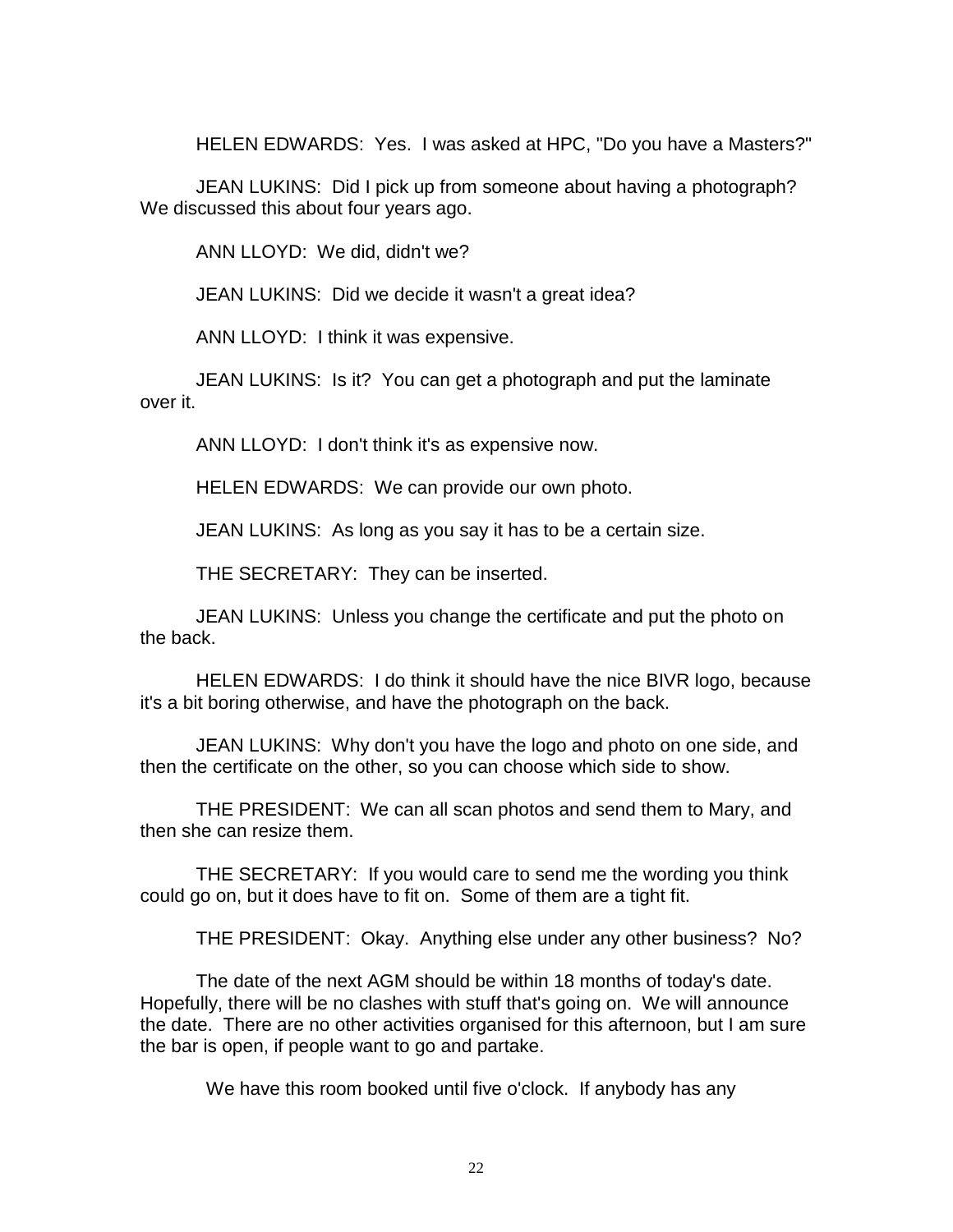HELEN EDWARDS: Yes. I was asked at HPC, "Do you have a Masters?"

JEAN LUKINS: Did I pick up from someone about having a photograph? We discussed this about four years ago.

ANN LLOYD: We did, didn't we?

JEAN LUKINS: Did we decide it wasn't a great idea?

ANN LLOYD: I think it was expensive.

JEAN LUKINS: Is it? You can get a photograph and put the laminate over it.

ANN LLOYD: I don't think it's as expensive now.

HELEN EDWARDS: We can provide our own photo.

JEAN LUKINS: As long as you say it has to be a certain size.

THE SECRETARY: They can be inserted.

JEAN LUKINS: Unless you change the certificate and put the photo on the back.

HELEN EDWARDS: I do think it should have the nice BIVR logo, because it's a bit boring otherwise, and have the photograph on the back.

JEAN LUKINS: Why don't you have the logo and photo on one side, and then the certificate on the other, so you can choose which side to show.

THE PRESIDENT: We can all scan photos and send them to Mary, and then she can resize them.

THE SECRETARY: If you would care to send me the wording you think could go on, but it does have to fit on. Some of them are a tight fit.

THE PRESIDENT: Okay. Anything else under any other business? No?

The date of the next AGM should be within 18 months of today's date. Hopefully, there will be no clashes with stuff that's going on. We will announce the date. There are no other activities organised for this afternoon, but I am sure the bar is open, if people want to go and partake.

We have this room booked until five o'clock. If anybody has any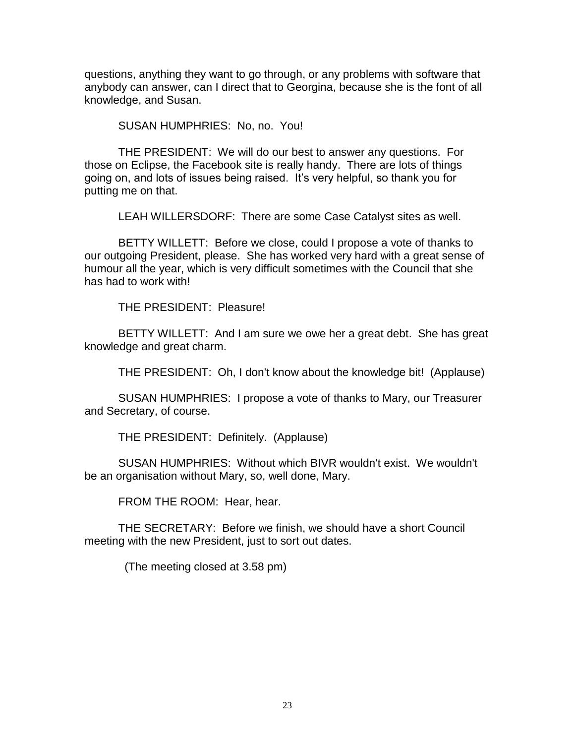questions, anything they want to go through, or any problems with software that anybody can answer, can I direct that to Georgina, because she is the font of all knowledge, and Susan.

SUSAN HUMPHRIES: No, no. You!

THE PRESIDENT: We will do our best to answer any questions. For those on Eclipse, the Facebook site is really handy. There are lots of things going on, and lots of issues being raised. It's very helpful, so thank you for putting me on that.

LEAH WILLERSDORF: There are some Case Catalyst sites as well.

BETTY WILLETT: Before we close, could I propose a vote of thanks to our outgoing President, please. She has worked very hard with a great sense of humour all the year, which is very difficult sometimes with the Council that she has had to work with!

THE PRESIDENT: Pleasure!

BETTY WILLETT: And I am sure we owe her a great debt. She has great knowledge and great charm.

THE PRESIDENT: Oh, I don't know about the knowledge bit! (Applause)

SUSAN HUMPHRIES: I propose a vote of thanks to Mary, our Treasurer and Secretary, of course.

THE PRESIDENT: Definitely. (Applause)

SUSAN HUMPHRIES: Without which BIVR wouldn't exist. We wouldn't be an organisation without Mary, so, well done, Mary.

FROM THE ROOM: Hear, hear.

THE SECRETARY: Before we finish, we should have a short Council meeting with the new President, just to sort out dates.

(The meeting closed at 3.58 pm)